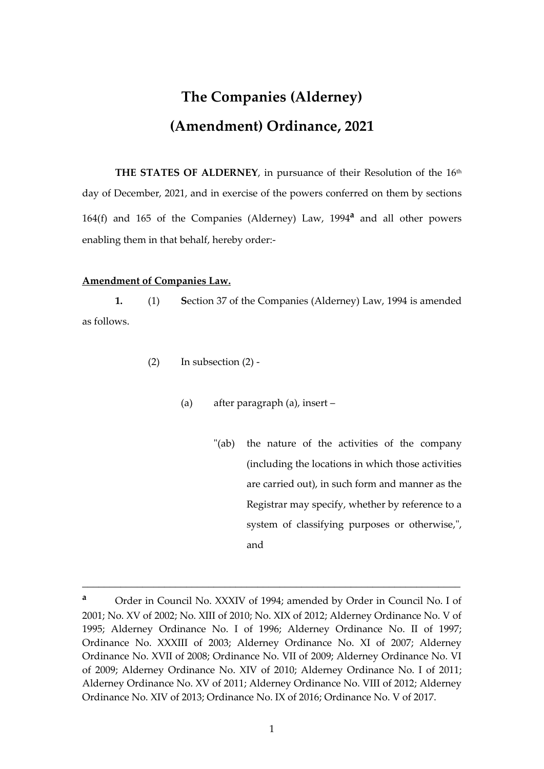# The Companies (Alderney) (Amendment) Ordinance, 2021

**THE STATES OF ALDERNEY**, in pursuance of their Resolution of the 16th day of December, 2021, and in exercise of the powers conferred on them by sections 164(f) and 165 of the Companies (Alderney) Law, 1994[a] and all other powers enabling them in that behalf, hereby order:-

**Amendment of Companies Law.**

**1.** (1) Section 37 of the Companies (Alderney) Law, 1994 is amended as follows.

(2) In subsection (2) -

(a) after paragraph (a), insert –

"(ab) the nature of the activities of the company (including the locations in which those activities are carried out), in such form and manner as the Registrar may specify, whether by reference to a system of classifying purposes or otherwise,", and

---

[a] Order in Council No. XXXIV of 1994; amended by Order in Council No. I of 2001; No. XV of 2002; No. XIII of 2010; No. XIX of 2012; Alderney Ordinance No. V of 1995; Alderney Ordinance No. I of 1996; Alderney Ordinance No. II of 1997; Ordinance No. XXXIII of 2003; Alderney Ordinance No. XI of 2007; Alderney Ordinance No. XVII of 2008; Ordinance No. VII of 2009; Alderney Ordinance No. VI of 2009; Alderney Ordinance No. XIV of 2010; Alderney Ordinance No. I of 2011; Alderney Ordinance No. XV of 2011; Alderney Ordinance No. VIII of 2012; Alderney Ordinance No. XIV of 2013; Ordinance No. IX of 2016; Ordinance No. V of 2017.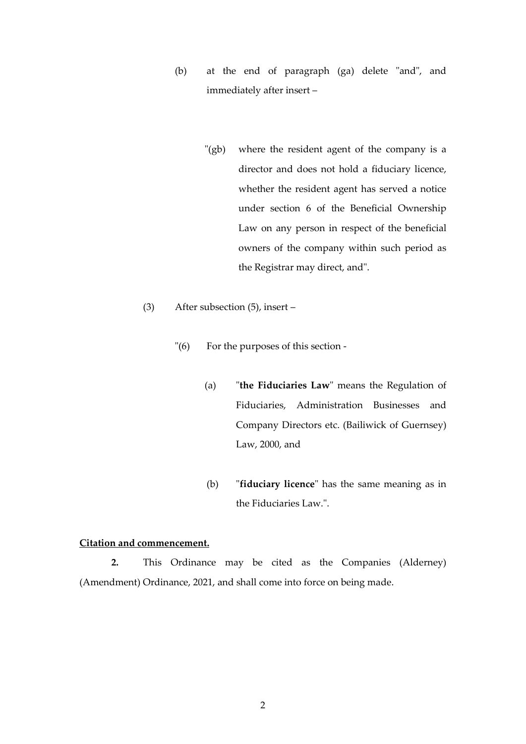(b) at the end of paragraph (ga) delete "and", and immediately after insert –

"(gb) where the resident agent of the company is a director and does not hold a fiduciary licence, whether the resident agent has served a notice under section 6 of the Beneficial Ownership Law on any person in respect of the beneficial owners of the company within such period as the Registrar may direct, and".

(3) After subsection (5), insert –

"(6) For the purposes of this section -

(a) "**the Fiduciaries Law**" means the Regulation of Fiduciaries, Administration Businesses and Company Directors etc. (Bailiwick of Guernsey) Law, 2000, and

(b) "**fiduciary licence**" has the same meaning as in the Fiduciaries Law.".

**Citation and commencement.**

**2.** This Ordinance may be cited as the Companies (Alderney) (Amendment) Ordinance, 2021, and shall come into force on being made.